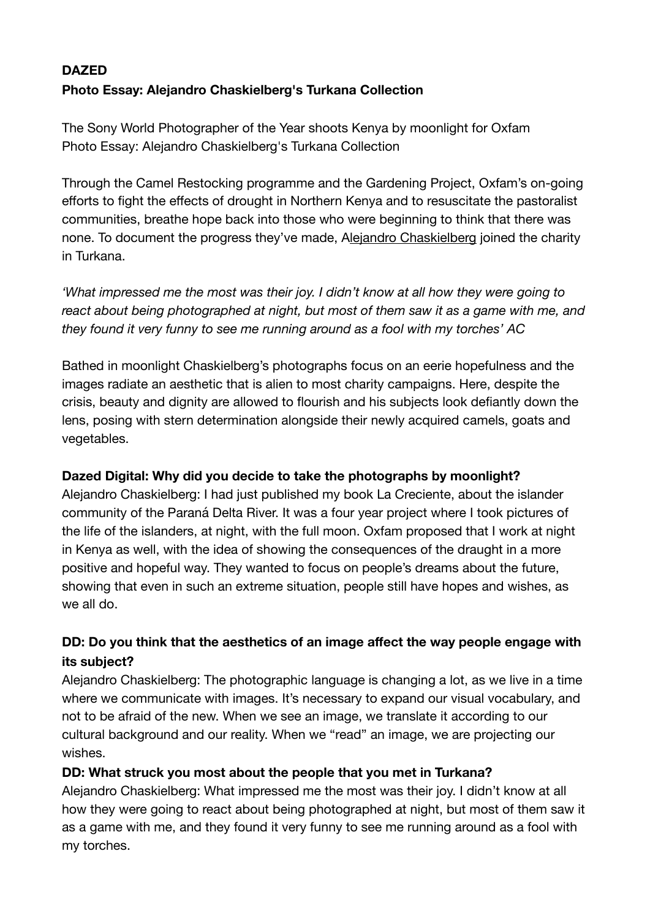**DAZED**

**Photo Essay: Alejandro Chaskielberg's Turkana Collection**

The Sony World Photographer of the Year shoots Kenya by moonlight for Oxfam
Photo Essay: Alejandro Chaskielberg's Turkana Collection

Through the Camel Restocking programme and the Gardening Project, Oxfam's on-going efforts to fight the effects of drought in Northern Kenya and to resuscitate the pastoralist communities, breathe hope back into those who were beginning to think that there was none. To document the progress they've made, Alejandro Chaskielberg joined the charity in Turkana.

*'What impressed me the most was their joy. I didn't know at all how they were going to react about being photographed at night, but most of them saw it as a game with me, and they found it very funny to see me running around as a fool with my torches' AC*

Bathed in moonlight Chaskielberg's photographs focus on an eerie hopefulness and the images radiate an aesthetic that is alien to most charity campaigns. Here, despite the crisis, beauty and dignity are allowed to flourish and his subjects look defiantly down the lens, posing with stern determination alongside their newly acquired camels, goats and vegetables.

**Dazed Digital: Why did you decide to take the photographs by moonlight?**
Alejandro Chaskielberg: I had just published my book La Creciente, about the islander community of the Paraná Delta River. It was a four year project where I took pictures of the life of the islanders, at night, with the full moon. Oxfam proposed that I work at night in Kenya as well, with the idea of showing the consequences of the draught in a more positive and hopeful way. They wanted to focus on people's dreams about the future, showing that even in such an extreme situation, people still have hopes and wishes, as we all do.

**DD: Do you think that the aesthetics of an image affect the way people engage with its subject?**
Alejandro Chaskielberg: The photographic language is changing a lot, as we live in a time where we communicate with images. It's necessary to expand our visual vocabulary, and not to be afraid of the new. When we see an image, we translate it according to our cultural background and our reality. When we "read" an image, we are projecting our wishes.

**DD: What struck you most about the people that you met in Turkana?**
Alejandro Chaskielberg: What impressed me the most was their joy. I didn't know at all how they were going to react about being photographed at night, but most of them saw it as a game with me, and they found it very funny to see me running around as a fool with my torches.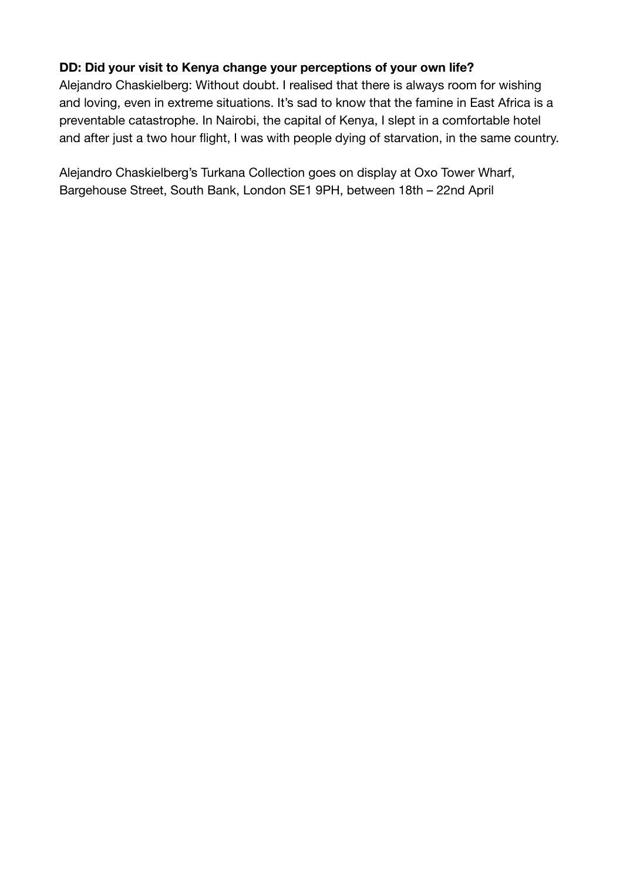**DD: Did your visit to Kenya change your perceptions of your own life?**

Alejandro Chaskielberg: Without doubt. I realised that there is always room for wishing and loving, even in extreme situations. It's sad to know that the famine in East Africa is a preventable catastrophe. In Nairobi, the capital of Kenya, I slept in a comfortable hotel and after just a two hour flight, I was with people dying of starvation, in the same country.

Alejandro Chaskielberg's Turkana Collection goes on display at Oxo Tower Wharf, Bargehouse Street, South Bank, London SE1 9PH, between 18th – 22nd April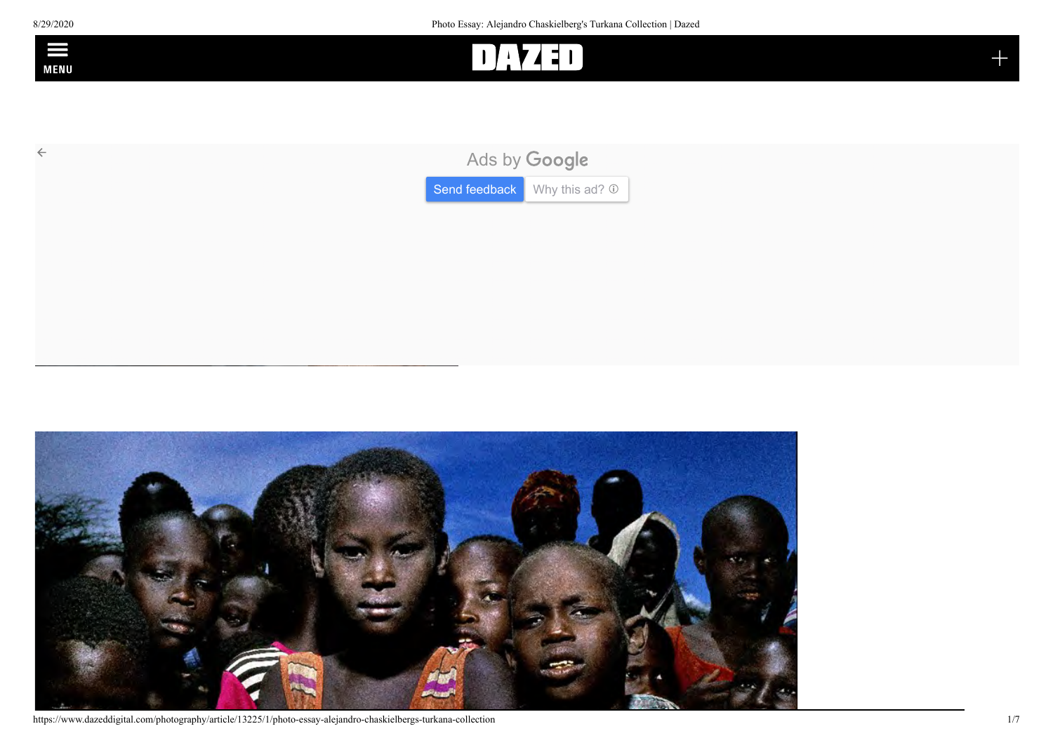DAZED

MENU

Ads by Google

Send feedback Why this ad?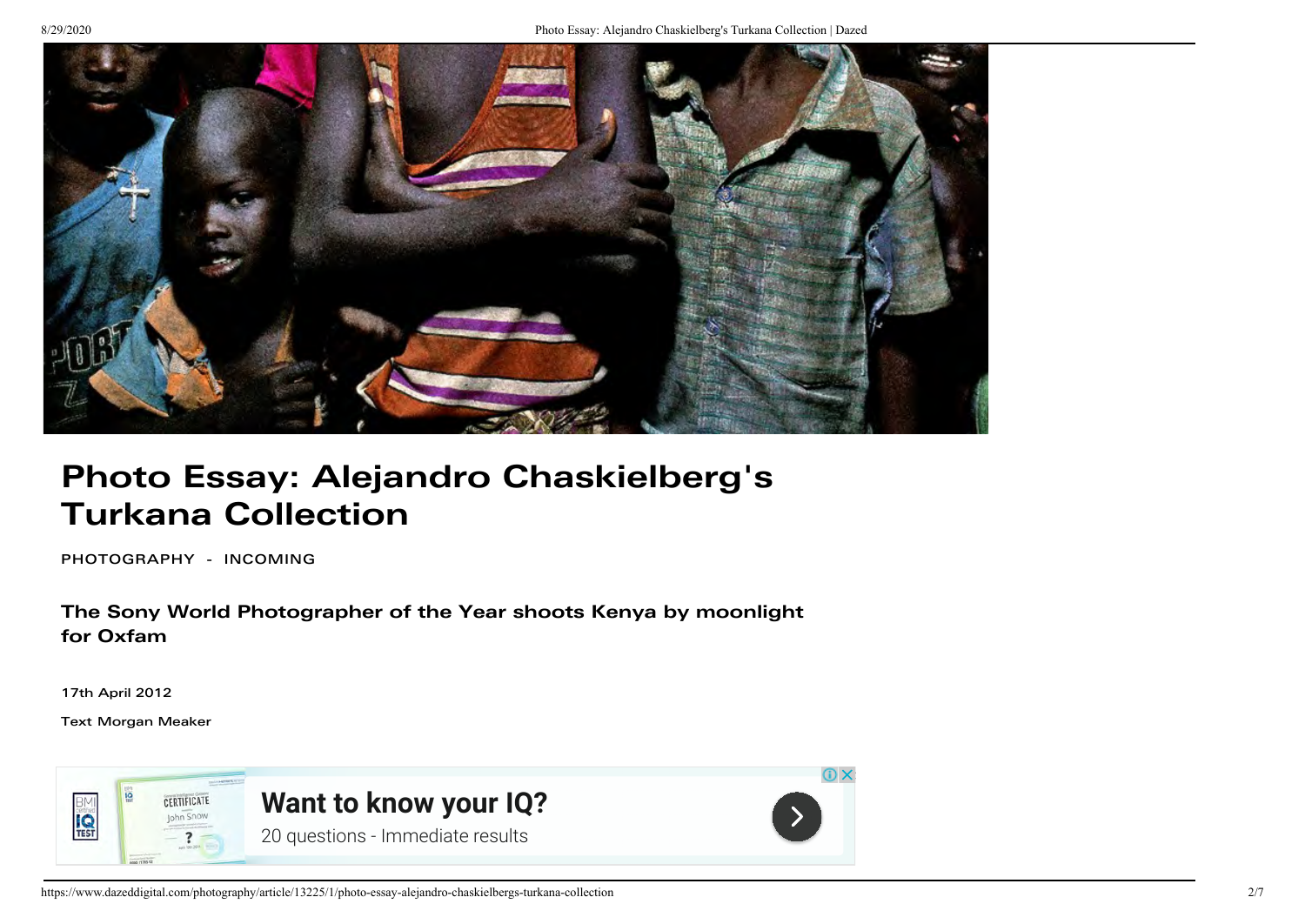# Photo Essay: Alejandro Chaskielberg's Turkana Collection

PHOTOGRAPHY - INCOMING

### The Sony World Photographer of the Year shoots Kenya by moonlight for Oxfam

17th April 2012

Text Morgan Meaker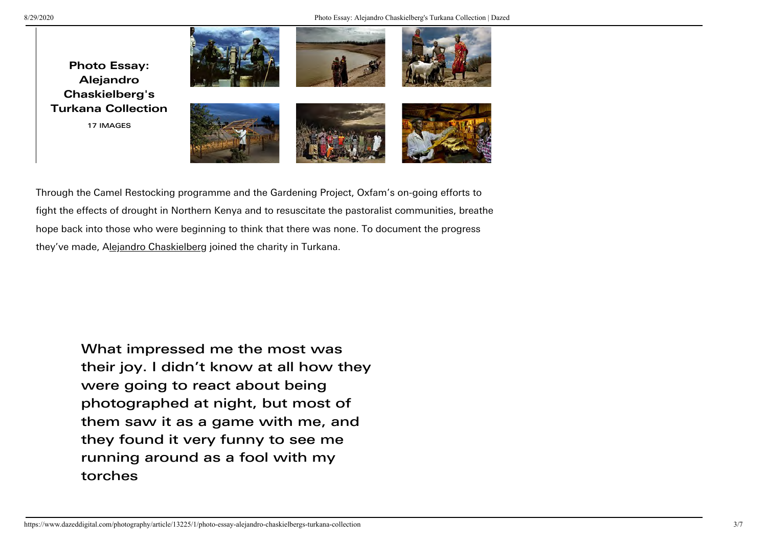**Photo Essay: Alejandro Chaskielberg's Turkana Collection**

17 IMAGES

Through the Camel Restocking programme and the Gardening Project, Oxfam's on-going efforts to fight the effects of drought in Northern Kenya and to resuscitate the pastoralist communities, breathe hope back into those who were beginning to think that there was none. To document the progress they've made, Alejandro Chaskielberg joined the charity in Turkana.

> What impressed me the most was their joy. I didn't know at all how they were going to react about being photographed at night, but most of them saw it as a game with me, and they found it very funny to see me running around as a fool with my torches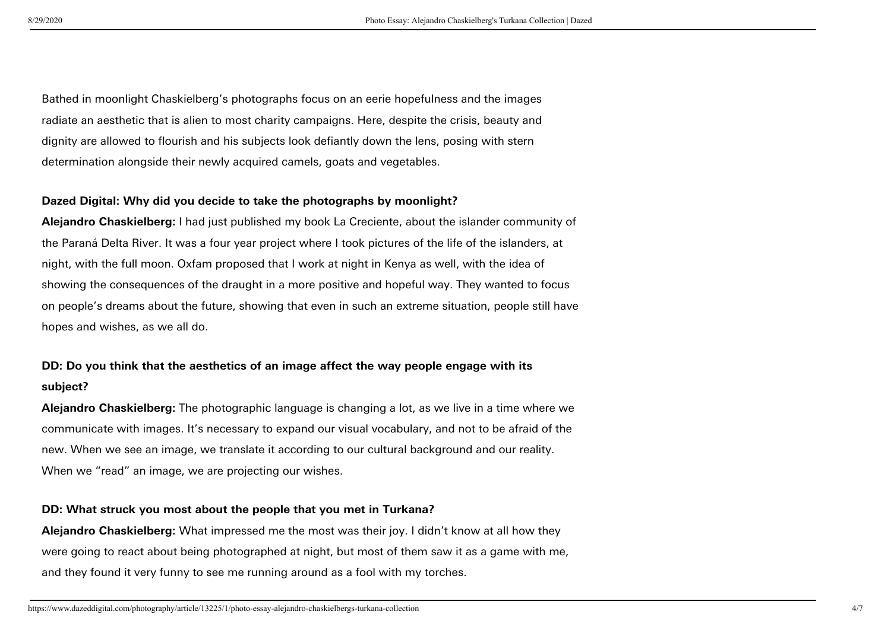Bathed in moonlight Chaskielberg's photographs focus on an eerie hopefulness and the images radiate an aesthetic that is alien to most charity campaigns. Here, despite the crisis, beauty and dignity are allowed to flourish and his subjects look defiantly down the lens, posing with stern determination alongside their newly acquired camels, goats and vegetables.

**Dazed Digital: Why did you decide to take the photographs by moonlight?**
**Alejandro Chaskielberg:** I had just published my book La Creciente, about the islander community of the Paraná Delta River. It was a four year project where I took pictures of the life of the islanders, at night, with the full moon. Oxfam proposed that I work at night in Kenya as well, with the idea of showing the consequences of the draught in a more positive and hopeful way. They wanted to focus on people's dreams about the future, showing that even in such an extreme situation, people still have hopes and wishes, as we all do.

**DD: Do you think that the aesthetics of an image affect the way people engage with its subject?**
**Alejandro Chaskielberg:** The photographic language is changing a lot, as we live in a time where we communicate with images. It's necessary to expand our visual vocabulary, and not to be afraid of the new. When we see an image, we translate it according to our cultural background and our reality. When we "read" an image, we are projecting our wishes.

**DD: What struck you most about the people that you met in Turkana?**
**Alejandro Chaskielberg:** What impressed me the most was their joy. I didn't know at all how they were going to react about being photographed at night, but most of them saw it as a game with me, and they found it very funny to see me running around as a fool with my torches.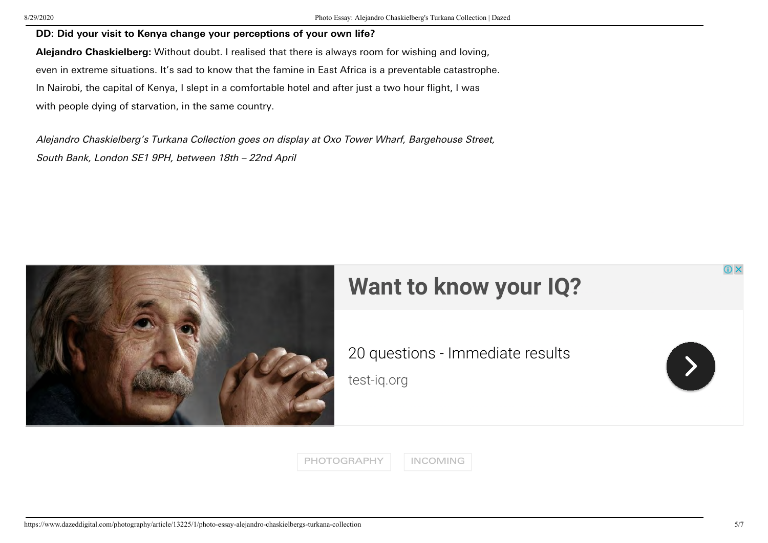**DD: Did your visit to Kenya change your perceptions of your own life?**

**Alejandro Chaskielberg:** Without doubt. I realised that there is always room for wishing and loving, even in extreme situations. It's sad to know that the famine in East Africa is a preventable catastrophe. In Nairobi, the capital of Kenya, I slept in a comfortable hotel and after just a two hour flight, I was with people dying of starvation, in the same country.

*Alejandro Chaskielberg's Turkana Collection goes on display at Oxo Tower Wharf, Bargehouse Street, South Bank, London SE1 9PH, between 18th – 22nd April*

PHOTOGRAPHY INCOMING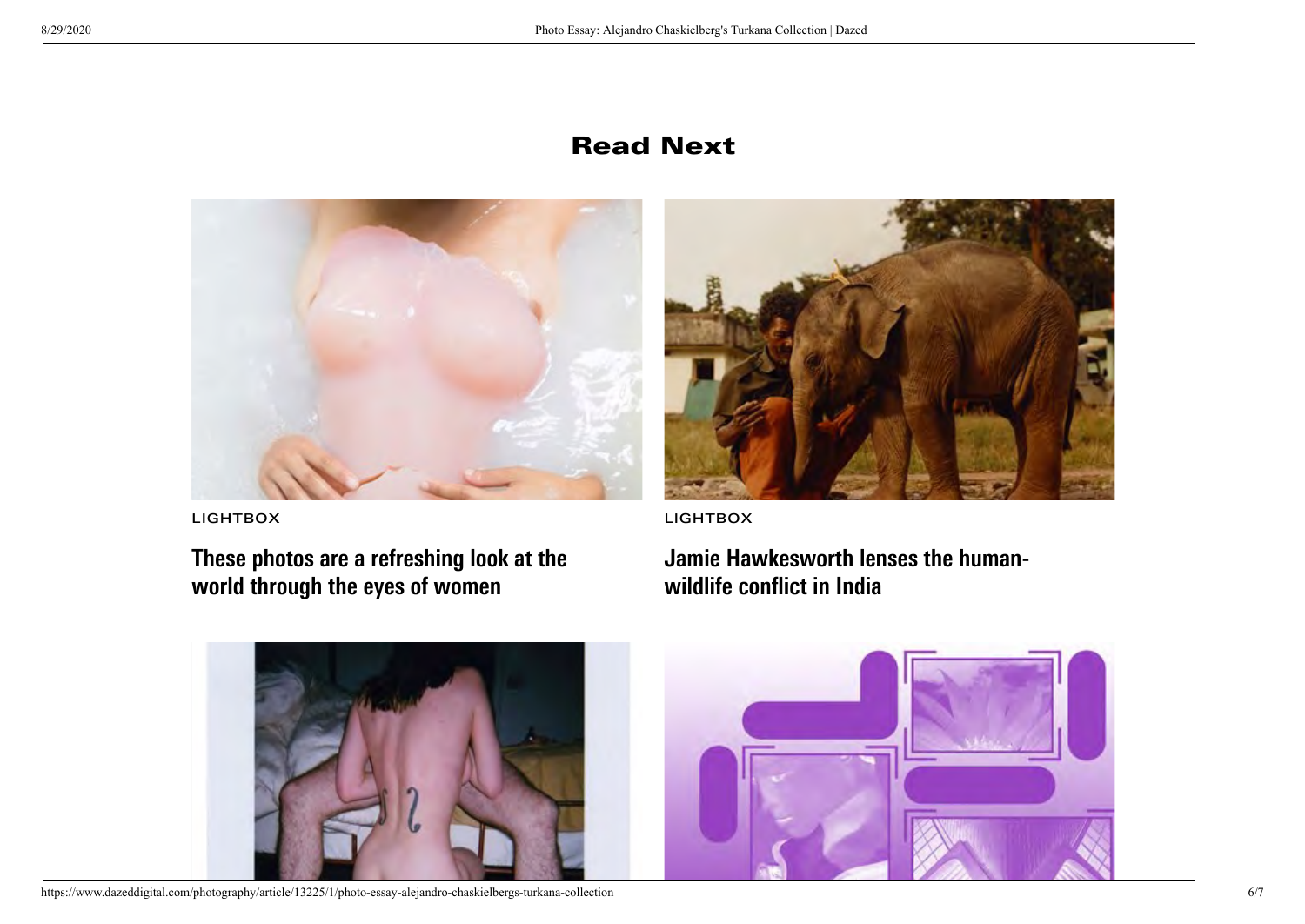## Read Next

LIGHTBOX

### These photos are a refreshing look at the world through the eyes of women

LIGHTBOX

### Jamie Hawkesworth lenses the human-wildlife conflict in India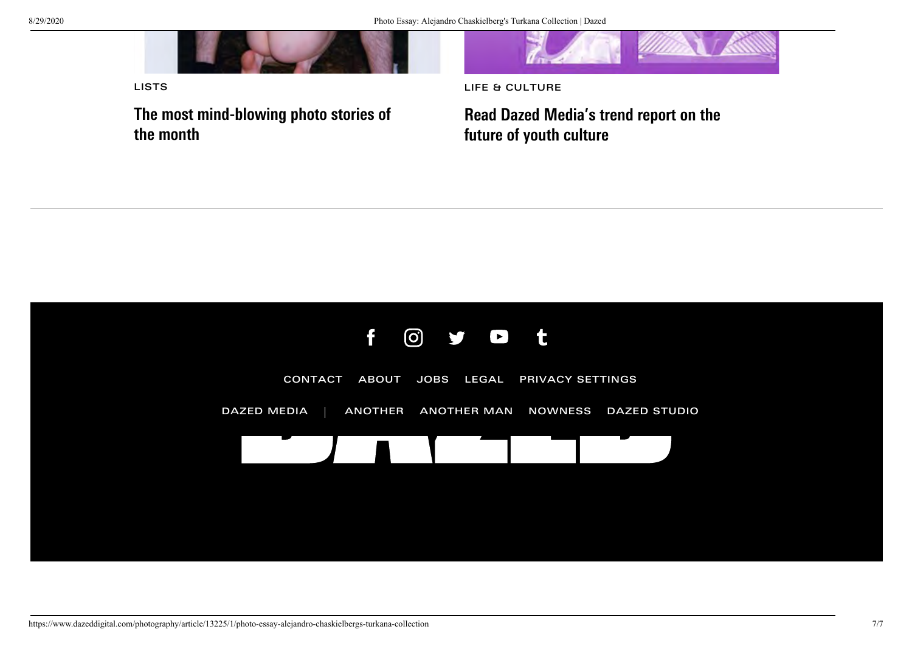LISTS

## The most mind-blowing photo stories of the month

LIFE & CULTURE

## Read Dazed Media's trend report on the future of youth culture

CONTACT ABOUT JOBS LEGAL PRIVACY SETTINGS

DAZED MEDIA | ANOTHER ANOTHER MAN NOWNESS DAZED STUDIO